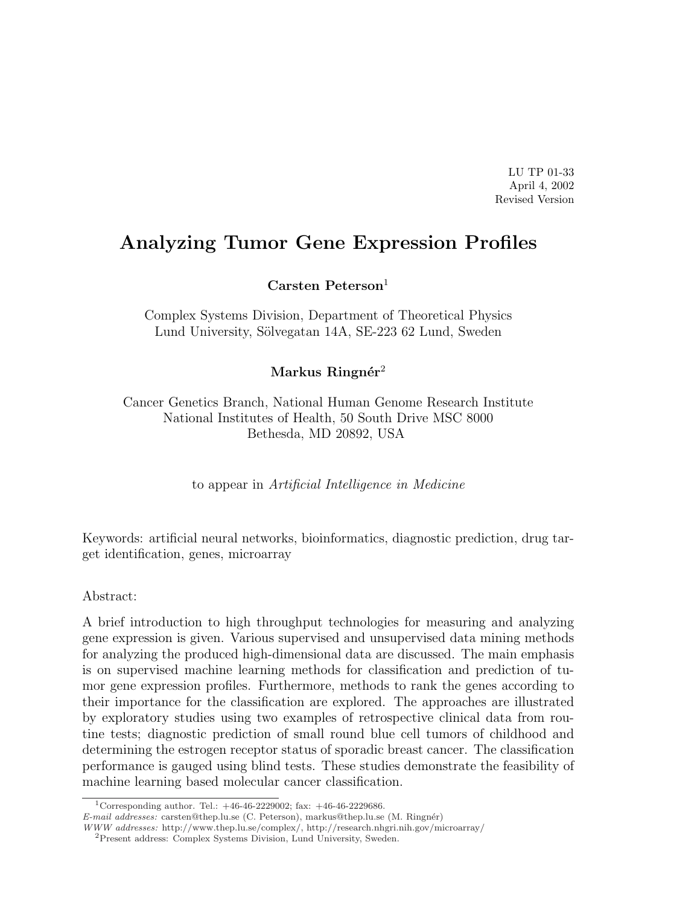LU TP 01-33
April 4, 2002
Revised Version

# Analyzing Tumor Gene Expression Profiles

**Carsten Peterson**[1]

Complex Systems Division, Department of Theoretical Physics
Lund University, Sölvegatan 14A, SE-223 62 Lund, Sweden

**Markus Ringnér**[2]

Cancer Genetics Branch, National Human Genome Research Institute
National Institutes of Health, 50 South Drive MSC 8000
Bethesda, MD 20892, USA

to appear in *Artificial Intelligence in Medicine*

Keywords: artificial neural networks, bioinformatics, diagnostic prediction, drug target identification, genes, microarray

Abstract:

A brief introduction to high throughput technologies for measuring and analyzing gene expression is given. Various supervised and unsupervised data mining methods for analyzing the produced high-dimensional data are discussed. The main emphasis is on supervised machine learning methods for classification and prediction of tumor gene expression profiles. Furthermore, methods to rank the genes according to their importance for the classification are explored. The approaches are illustrated by exploratory studies using two examples of retrospective clinical data from routine tests; diagnostic prediction of small round blue cell tumors of childhood and determining the estrogen receptor status of sporadic breast cancer. The classification performance is gauged using blind tests. These studies demonstrate the feasibility of machine learning based molecular cancer classification.

[1]Corresponding author. Tel.: +46-46-2229002; fax: +46-46-2229686.
*E-mail addresses:* carsten@thep.lu.se (C. Peterson), markus@thep.lu.se (M. Ringnér)
*WWW addresses:* http://www.thep.lu.se/complex/, http://research.nhgri.nih.gov/microarray/
[2]Present address: Complex Systems Division, Lund University, Sweden.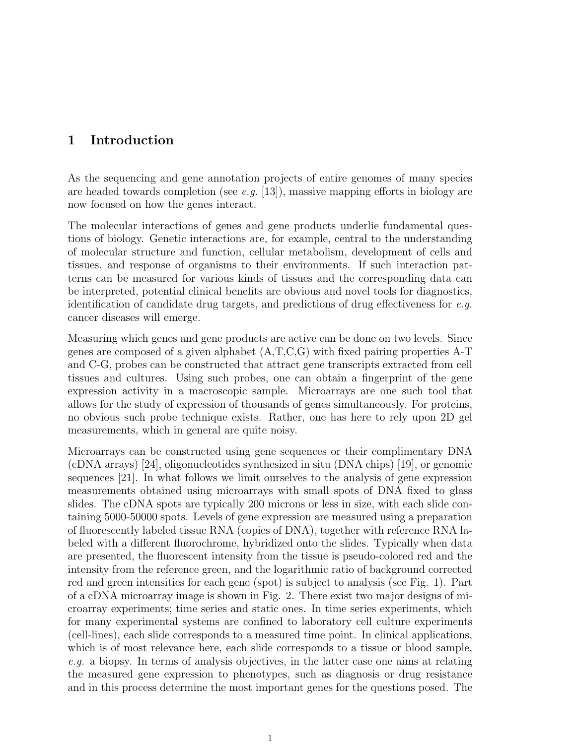## 1 Introduction

As the sequencing and gene annotation projects of entire genomes of many species are headed towards completion (see *e.g.* [13]), massive mapping efforts in biology are now focused on how the genes interact.

The molecular interactions of genes and gene products underlie fundamental questions of biology. Genetic interactions are, for example, central to the understanding of molecular structure and function, cellular metabolism, development of cells and tissues, and response of organisms to their environments. If such interaction patterns can be measured for various kinds of tissues and the corresponding data can be interpreted, potential clinical benefits are obvious and novel tools for diagnostics, identification of candidate drug targets, and predictions of drug effectiveness for *e.g.* cancer diseases will emerge.

Measuring which genes and gene products are active can be done on two levels. Since genes are composed of a given alphabet (A,T,C,G) with fixed pairing properties A-T and C-G, probes can be constructed that attract gene transcripts extracted from cell tissues and cultures. Using such probes, one can obtain a fingerprint of the gene expression activity in a macroscopic sample. Microarrays are one such tool that allows for the study of expression of thousands of genes simultaneously. For proteins, no obvious such probe technique exists. Rather, one has here to rely upon 2D gel measurements, which in general are quite noisy.

Microarrays can be constructed using gene sequences or their complimentary DNA (cDNA arrays) [24], oligonucleotides synthesized in situ (DNA chips) [19], or genomic sequences [21]. In what follows we limit ourselves to the analysis of gene expression measurements obtained using microarrays with small spots of DNA fixed to glass slides. The cDNA spots are typically 200 microns or less in size, with each slide containing 5000-50000 spots. Levels of gene expression are measured using a preparation of fluorescently labeled tissue RNA (copies of DNA), together with reference RNA labeled with a different fluorochrome, hybridized onto the slides. Typically when data are presented, the fluorescent intensity from the tissue is pseudo-colored red and the intensity from the reference green, and the logarithmic ratio of background corrected red and green intensities for each gene (spot) is subject to analysis (see Fig. 1). Part of a cDNA microarray image is shown in Fig. 2. There exist two major designs of microarray experiments; time series and static ones. In time series experiments, which for many experimental systems are confined to laboratory cell culture experiments (cell-lines), each slide corresponds to a measured time point. In clinical applications, which is of most relevance here, each slide corresponds to a tissue or blood sample, *e.g.* a biopsy. In terms of analysis objectives, in the latter case one aims at relating the measured gene expression to phenotypes, such as diagnosis or drug resistance and in this process determine the most important genes for the questions posed. The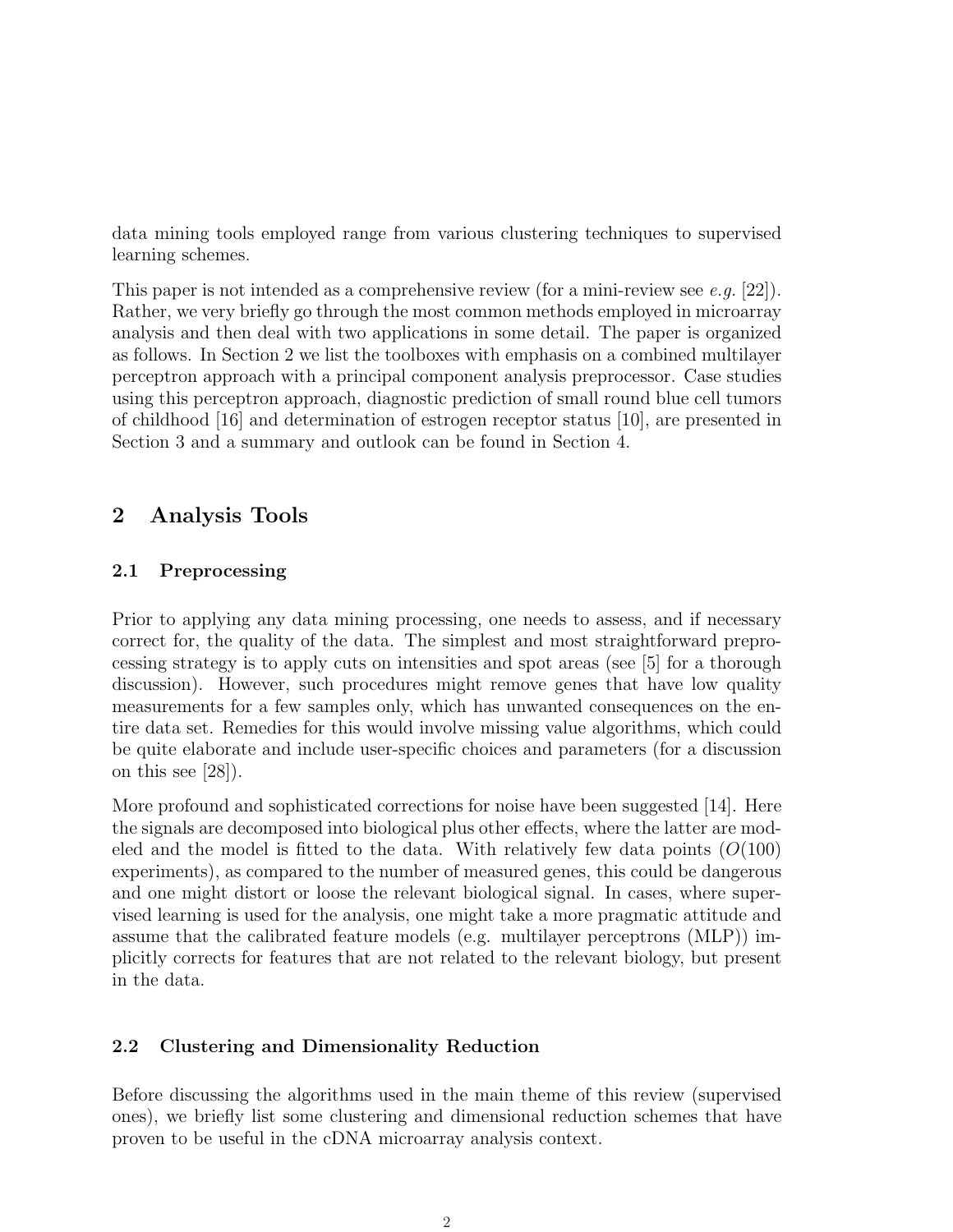data mining tools employed range from various clustering techniques to supervised learning schemes.

This paper is not intended as a comprehensive review (for a mini-review see *e.g.* [22]). Rather, we very briefly go through the most common methods employed in microarray analysis and then deal with two applications in some detail. The paper is organized as follows. In Section 2 we list the toolboxes with emphasis on a combined multilayer perceptron approach with a principal component analysis preprocessor. Case studies using this perceptron approach, diagnostic prediction of small round blue cell tumors of childhood [16] and determination of estrogen receptor status [10], are presented in Section 3 and a summary and outlook can be found in Section 4.

## 2 Analysis Tools

### 2.1 Preprocessing

Prior to applying any data mining processing, one needs to assess, and if necessary correct for, the quality of the data. The simplest and most straightforward preprocessing strategy is to apply cuts on intensities and spot areas (see [5] for a thorough discussion). However, such procedures might remove genes that have low quality measurements for a few samples only, which has unwanted consequences on the entire data set. Remedies for this would involve missing value algorithms, which could be quite elaborate and include user-specific choices and parameters (for a discussion on this see [28]).

More profound and sophisticated corrections for noise have been suggested [14]. Here the signals are decomposed into biological plus other effects, where the latter are modeled and the model is fitted to the data. With relatively few data points ($O(100)$ experiments), as compared to the number of measured genes, this could be dangerous and one might distort or loose the relevant biological signal. In cases, where supervised learning is used for the analysis, one might take a more pragmatic attitude and assume that the calibrated feature models (e.g. multilayer perceptrons (MLP)) implicitly corrects for features that are not related to the relevant biology, but present in the data.

### 2.2 Clustering and Dimensionality Reduction

Before discussing the algorithms used in the main theme of this review (supervised ones), we briefly list some clustering and dimensional reduction schemes that have proven to be useful in the cDNA microarray analysis context.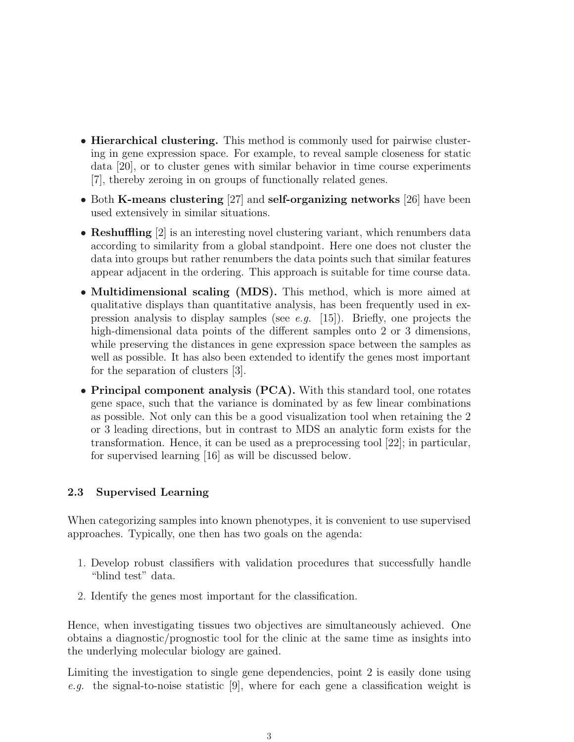- **Hierarchical clustering.** This method is commonly used for pairwise clustering in gene expression space. For example, to reveal sample closeness for static data [20], or to cluster genes with similar behavior in time course experiments [7], thereby zeroing in on groups of functionally related genes.
- Both **K-means clustering** [27] and **self-organizing networks** [26] have been used extensively in similar situations.
- **Reshuffling** [2] is an interesting novel clustering variant, which renumbers data according to similarity from a global standpoint. Here one does not cluster the data into groups but rather renumbers the data points such that similar features appear adjacent in the ordering. This approach is suitable for time course data.
- **Multidimensional scaling (MDS).** This method, which is more aimed at qualitative displays than quantitative analysis, has been frequently used in expression analysis to display samples (see *e.g.* [15]). Briefly, one projects the high-dimensional data points of the different samples onto 2 or 3 dimensions, while preserving the distances in gene expression space between the samples as well as possible. It has also been extended to identify the genes most important for the separation of clusters [3].
- **Principal component analysis (PCA).** With this standard tool, one rotates gene space, such that the variance is dominated by as few linear combinations as possible. Not only can this be a good visualization tool when retaining the 2 or 3 leading directions, but in contrast to MDS an analytic form exists for the transformation. Hence, it can be used as a preprocessing tool [22]; in particular, for supervised learning [16] as will be discussed below.

### 2.3 Supervised Learning

When categorizing samples into known phenotypes, it is convenient to use supervised approaches. Typically, one then has two goals on the agenda:

1. Develop robust classifiers with validation procedures that successfully handle "blind test" data.
2. Identify the genes most important for the classification.

Hence, when investigating tissues two objectives are simultaneously achieved. One obtains a diagnostic/prognostic tool for the clinic at the same time as insights into the underlying molecular biology are gained.

Limiting the investigation to single gene dependencies, point 2 is easily done using *e.g.* the signal-to-noise statistic [9], where for each gene a classification weight is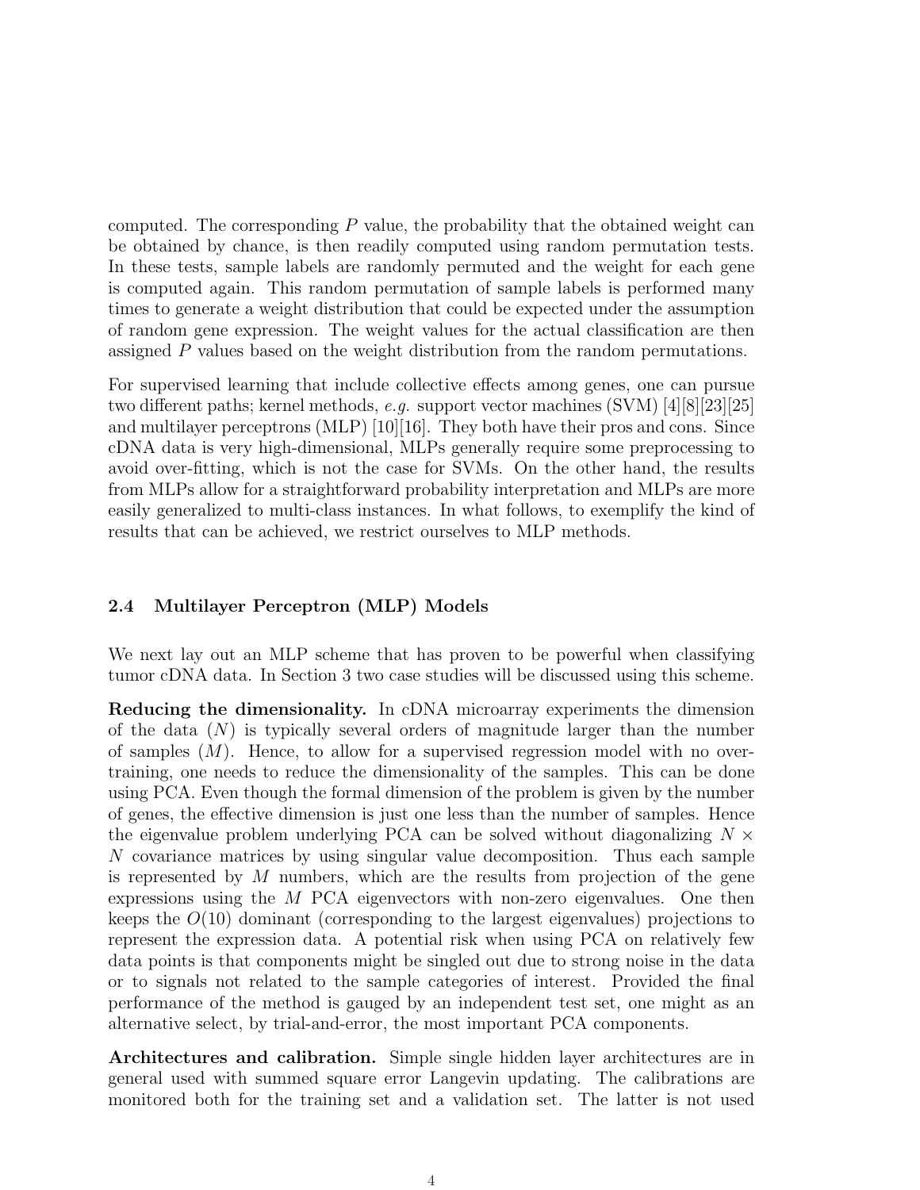computed. The corresponding $P$ value, the probability that the obtained weight can be obtained by chance, is then readily computed using random permutation tests. In these tests, sample labels are randomly permuted and the weight for each gene is computed again. This random permutation of sample labels is performed many times to generate a weight distribution that could be expected under the assumption of random gene expression. The weight values for the actual classification are then assigned $P$ values based on the weight distribution from the random permutations.

For supervised learning that include collective effects among genes, one can pursue two different paths; kernel methods, *e.g.* support vector machines (SVM) [4][8][23][25] and multilayer perceptrons (MLP) [10][16]. They both have their pros and cons. Since cDNA data is very high-dimensional, MLPs generally require some preprocessing to avoid over-fitting, which is not the case for SVMs. On the other hand, the results from MLPs allow for a straightforward probability interpretation and MLPs are more easily generalized to multi-class instances. In what follows, to exemplify the kind of results that can be achieved, we restrict ourselves to MLP methods.

### 2.4 Multilayer Perceptron (MLP) Models

We next lay out an MLP scheme that has proven to be powerful when classifying tumor cDNA data. In Section 3 two case studies will be discussed using this scheme.

**Reducing the dimensionality.** In cDNA microarray experiments the dimension of the data ($N$) is typically several orders of magnitude larger than the number of samples ($M$). Hence, to allow for a supervised regression model with no over-training, one needs to reduce the dimensionality of the samples. This can be done using PCA. Even though the formal dimension of the problem is given by the number of genes, the effective dimension is just one less than the number of samples. Hence the eigenvalue problem underlying PCA can be solved without diagonalizing $N \times N$ covariance matrices by using singular value decomposition. Thus each sample is represented by $M$ numbers, which are the results from projection of the gene expressions using the $M$ PCA eigenvectors with non-zero eigenvalues. One then keeps the $O(10)$ dominant (corresponding to the largest eigenvalues) projections to represent the expression data. A potential risk when using PCA on relatively few data points is that components might be singled out due to strong noise in the data or to signals not related to the sample categories of interest. Provided the final performance of the method is gauged by an independent test set, one might as an alternative select, by trial-and-error, the most important PCA components.

**Architectures and calibration.** Simple single hidden layer architectures are in general used with summed square error Langevin updating. The calibrations are monitored both for the training set and a validation set. The latter is not used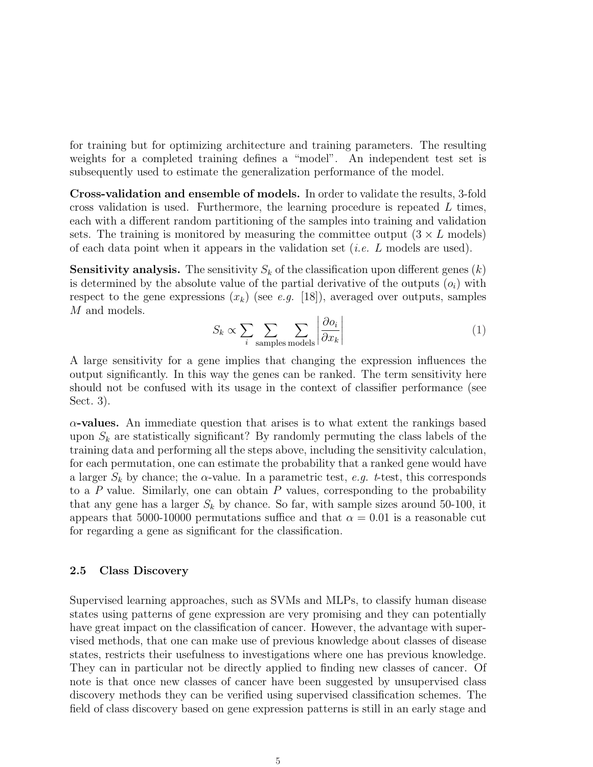for training but for optimizing architecture and training parameters. The resulting weights for a completed training defines a "model". An independent test set is subsequently used to estimate the generalization performance of the model.

**Cross-validation and ensemble of models.** In order to validate the results, 3-fold cross validation is used. Furthermore, the learning procedure is repeated $L$ times, each with a different random partitioning of the samples into training and validation sets. The training is monitored by measuring the committee output ($3 \times L$ models) of each data point when it appears in the validation set (*i.e.* $L$ models are used).

**Sensitivity analysis.** The sensitivity $S_k$ of the classification upon different genes ($k$) is determined by the absolute value of the partial derivative of the outputs ($o_i$) with respect to the gene expressions ($x_k$) (see *e.g.* [18]), averaged over outputs, samples $M$ and models.

$$S_k \propto \sum_i \sum_{\text{samples}} \sum_{\text{models}} \left| \frac{\partial o_i}{\partial x_k} \right| \tag{1}$$

A large sensitivity for a gene implies that changing the expression influences the output significantly. In this way the genes can be ranked. The term sensitivity here should not be confused with its usage in the context of classifier performance (see Sect. 3).

**$\alpha$-values.** An immediate question that arises is to what extent the rankings based upon $S_k$ are statistically significant? By randomly permuting the class labels of the training data and performing all the steps above, including the sensitivity calculation, for each permutation, one can estimate the probability that a ranked gene would have a larger $S_k$ by chance; the $\alpha$-value. In a parametric test, *e.g.* $t$-test, this corresponds to a $P$ value. Similarly, one can obtain $P$ values, corresponding to the probability that any gene has a larger $S_k$ by chance. So far, with sample sizes around 50-100, it appears that 5000-10000 permutations suffice and that $\alpha = 0.01$ is a reasonable cut for regarding a gene as significant for the classification.

### 2.5 Class Discovery

Supervised learning approaches, such as SVMs and MLPs, to classify human disease states using patterns of gene expression are very promising and they can potentially have great impact on the classification of cancer. However, the advantage with supervised methods, that one can make use of previous knowledge about classes of disease states, restricts their usefulness to investigations where one has previous knowledge. They can in particular not be directly applied to finding new classes of cancer. Of note is that once new classes of cancer have been suggested by unsupervised class discovery methods they can be verified using supervised classification schemes. The field of class discovery based on gene expression patterns is still in an early stage and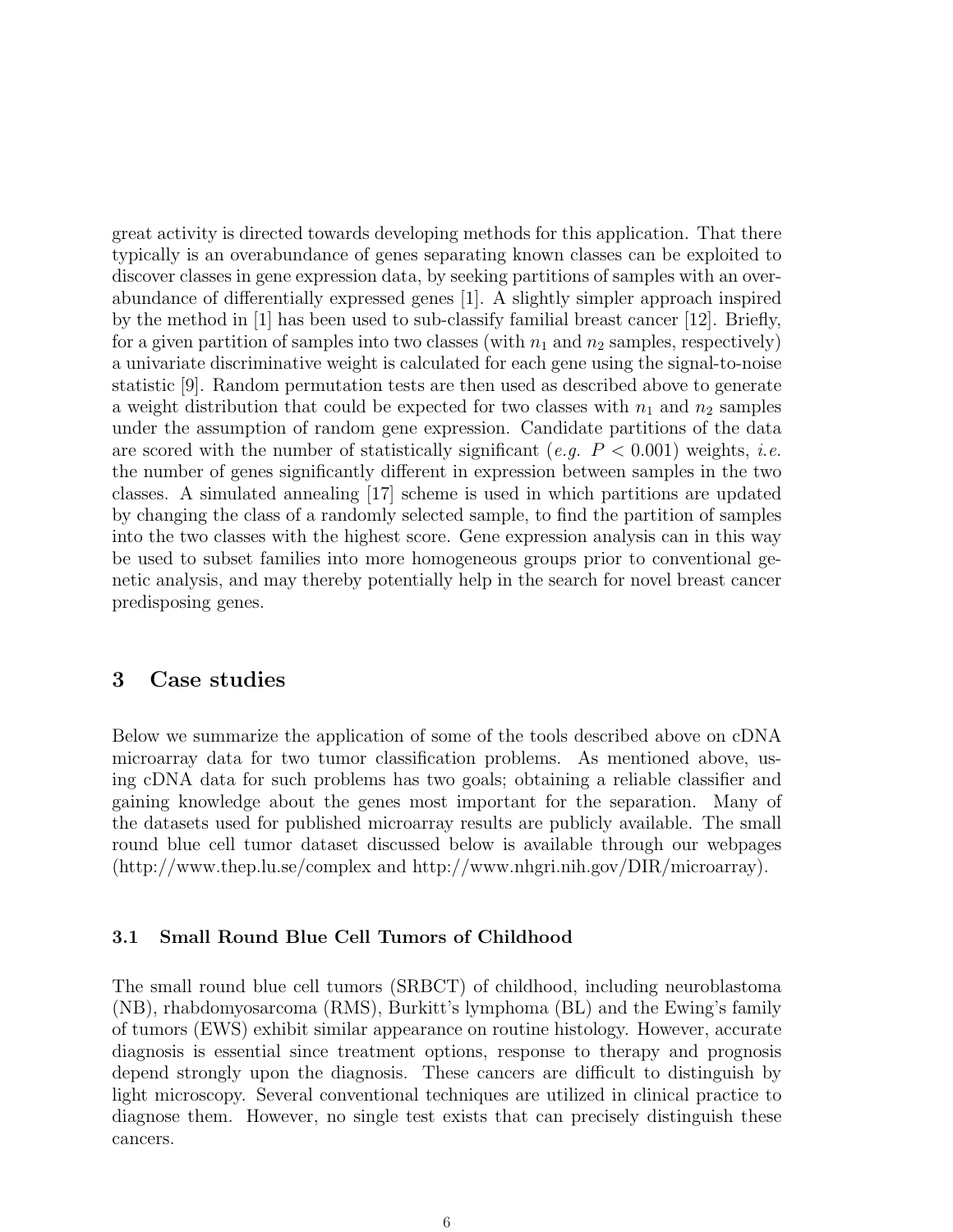great activity is directed towards developing methods for this application. That there typically is an overabundance of genes separating known classes can be exploited to discover classes in gene expression data, by seeking partitions of samples with an overabundance of differentially expressed genes [1]. A slightly simpler approach inspired by the method in [1] has been used to sub-classify familial breast cancer [12]. Briefly, for a given partition of samples into two classes (with $n_1$ and $n_2$ samples, respectively) a univariate discriminative weight is calculated for each gene using the signal-to-noise statistic [9]. Random permutation tests are then used as described above to generate a weight distribution that could be expected for two classes with $n_1$ and $n_2$ samples under the assumption of random gene expression. Candidate partitions of the data are scored with the number of statistically significant (*e.g.* $P < 0.001$) weights, *i.e.* the number of genes significantly different in expression between samples in the two classes. A simulated annealing [17] scheme is used in which partitions are updated by changing the class of a randomly selected sample, to find the partition of samples into the two classes with the highest score. Gene expression analysis can in this way be used to subset families into more homogeneous groups prior to conventional genetic analysis, and may thereby potentially help in the search for novel breast cancer predisposing genes.

## 3 Case studies

Below we summarize the application of some of the tools described above on cDNA microarray data for two tumor classification problems. As mentioned above, using cDNA data for such problems has two goals; obtaining a reliable classifier and gaining knowledge about the genes most important for the separation. Many of the datasets used for published microarray results are publicly available. The small round blue cell tumor dataset discussed below is available through our webpages (http://www.thep.lu.se/complex and http://www.nhgri.nih.gov/DIR/microarray).

### 3.1 Small Round Blue Cell Tumors of Childhood

The small round blue cell tumors (SRBCT) of childhood, including neuroblastoma (NB), rhabdomyosarcoma (RMS), Burkitt's lymphoma (BL) and the Ewing's family of tumors (EWS) exhibit similar appearance on routine histology. However, accurate diagnosis is essential since treatment options, response to therapy and prognosis depend strongly upon the diagnosis. These cancers are difficult to distinguish by light microscopy. Several conventional techniques are utilized in clinical practice to diagnose them. However, no single test exists that can precisely distinguish these cancers.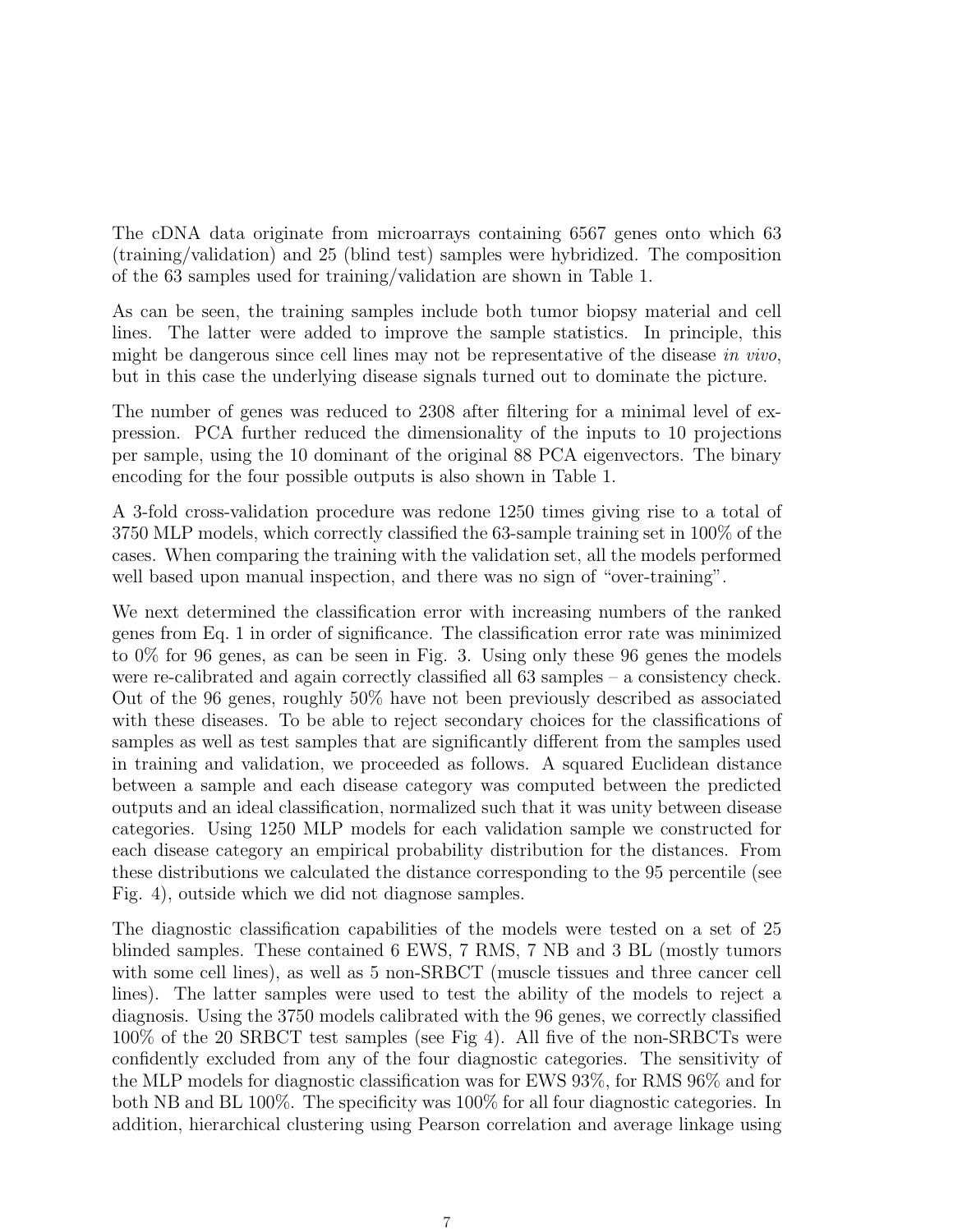The cDNA data originate from microarrays containing 6567 genes onto which 63 (training/validation) and 25 (blind test) samples were hybridized. The composition of the 63 samples used for training/validation are shown in Table 1.

As can be seen, the training samples include both tumor biopsy material and cell lines. The latter were added to improve the sample statistics. In principle, this might be dangerous since cell lines may not be representative of the disease *in vivo*, but in this case the underlying disease signals turned out to dominate the picture.

The number of genes was reduced to 2308 after filtering for a minimal level of expression. PCA further reduced the dimensionality of the inputs to 10 projections per sample, using the 10 dominant of the original 88 PCA eigenvectors. The binary encoding for the four possible outputs is also shown in Table 1.

A 3-fold cross-validation procedure was redone 1250 times giving rise to a total of 3750 MLP models, which correctly classified the 63-sample training set in 100% of the cases. When comparing the training with the validation set, all the models performed well based upon manual inspection, and there was no sign of "over-training".

We next determined the classification error with increasing numbers of the ranked genes from Eq. 1 in order of significance. The classification error rate was minimized to 0% for 96 genes, as can be seen in Fig. 3. Using only these 96 genes the models were re-calibrated and again correctly classified all 63 samples – a consistency check. Out of the 96 genes, roughly 50% have not been previously described as associated with these diseases. To be able to reject secondary choices for the classifications of samples as well as test samples that are significantly different from the samples used in training and validation, we proceeded as follows. A squared Euclidean distance between a sample and each disease category was computed between the predicted outputs and an ideal classification, normalized such that it was unity between disease categories. Using 1250 MLP models for each validation sample we constructed for each disease category an empirical probability distribution for the distances. From these distributions we calculated the distance corresponding to the 95 percentile (see Fig. 4), outside which we did not diagnose samples.

The diagnostic classification capabilities of the models were tested on a set of 25 blinded samples. These contained 6 EWS, 7 RMS, 7 NB and 3 BL (mostly tumors with some cell lines), as well as 5 non-SRBCT (muscle tissues and three cancer cell lines). The latter samples were used to test the ability of the models to reject a diagnosis. Using the 3750 models calibrated with the 96 genes, we correctly classified 100% of the 20 SRBCT test samples (see Fig 4). All five of the non-SRBCTs were confidently excluded from any of the four diagnostic categories. The sensitivity of the MLP models for diagnostic classification was for EWS 93%, for RMS 96% and for both NB and BL 100%. The specificity was 100% for all four diagnostic categories. In addition, hierarchical clustering using Pearson correlation and average linkage using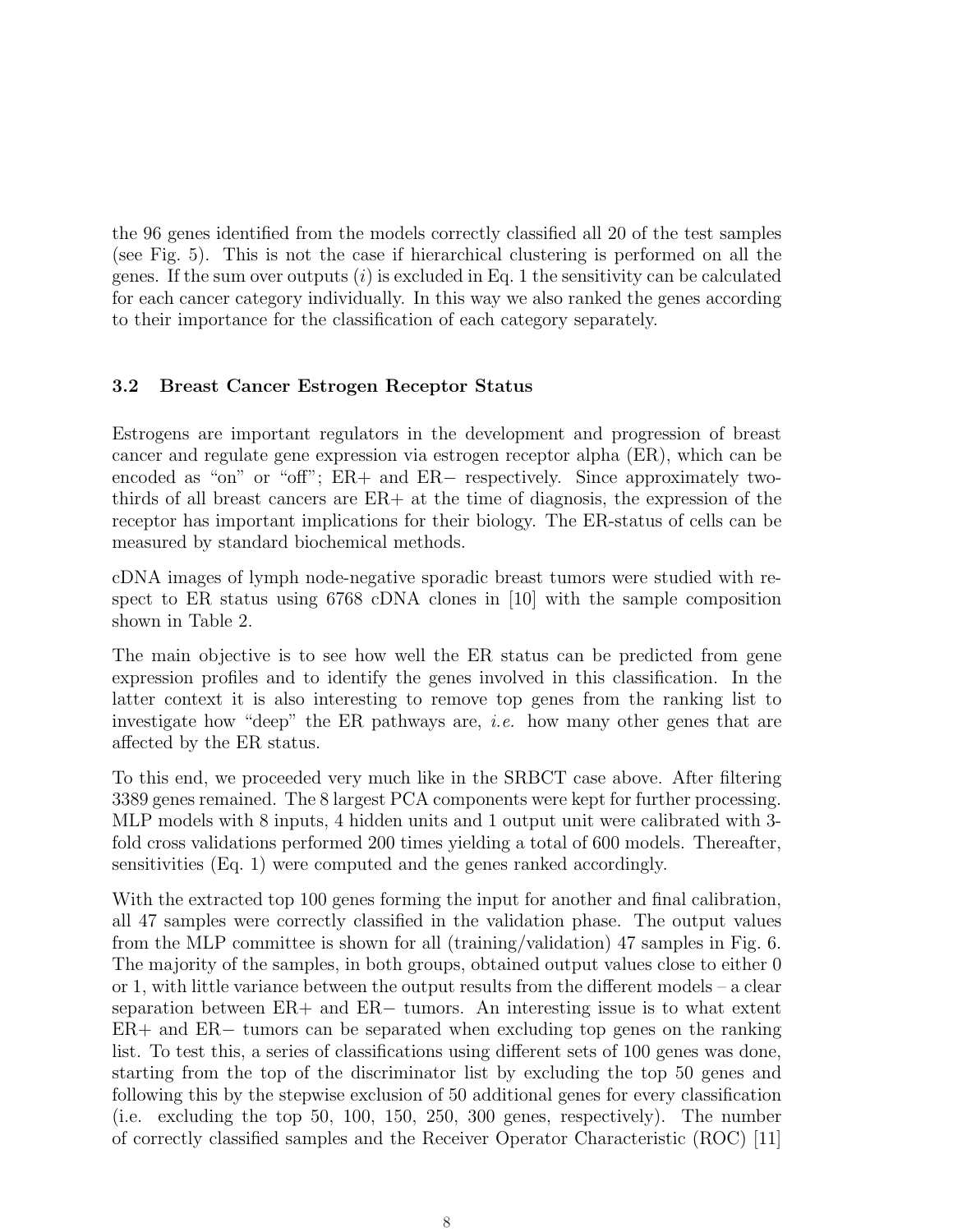the 96 genes identified from the models correctly classified all 20 of the test samples (see Fig. 5). This is not the case if hierarchical clustering is performed on all the genes. If the sum over outputs ($i$) is excluded in Eq. 1 the sensitivity can be calculated for each cancer category individually. In this way we also ranked the genes according to their importance for the classification of each category separately.

### 3.2 Breast Cancer Estrogen Receptor Status

Estrogens are important regulators in the development and progression of breast cancer and regulate gene expression via estrogen receptor alpha (ER), which can be encoded as "on" or "off"; ER+ and ER− respectively. Since approximately two-thirds of all breast cancers are ER+ at the time of diagnosis, the expression of the receptor has important implications for their biology. The ER-status of cells can be measured by standard biochemical methods.

cDNA images of lymph node-negative sporadic breast tumors were studied with respect to ER status using 6768 cDNA clones in [10] with the sample composition shown in Table 2.

The main objective is to see how well the ER status can be predicted from gene expression profiles and to identify the genes involved in this classification. In the latter context it is also interesting to remove top genes from the ranking list to investigate how "deep" the ER pathways are, *i.e.* how many other genes that are affected by the ER status.

To this end, we proceeded very much like in the SRBCT case above. After filtering 3389 genes remained. The 8 largest PCA components were kept for further processing. MLP models with 8 inputs, 4 hidden units and 1 output unit were calibrated with 3-fold cross validations performed 200 times yielding a total of 600 models. Thereafter, sensitivities (Eq. 1) were computed and the genes ranked accordingly.

With the extracted top 100 genes forming the input for another and final calibration, all 47 samples were correctly classified in the validation phase. The output values from the MLP committee is shown for all (training/validation) 47 samples in Fig. 6. The majority of the samples, in both groups, obtained output values close to either 0 or 1, with little variance between the output results from the different models – a clear separation between ER+ and ER− tumors. An interesting issue is to what extent ER+ and ER− tumors can be separated when excluding top genes on the ranking list. To test this, a series of classifications using different sets of 100 genes was done, starting from the top of the discriminator list by excluding the top 50 genes and following this by the stepwise exclusion of 50 additional genes for every classification (i.e. excluding the top 50, 100, 150, 250, 300 genes, respectively). The number of correctly classified samples and the Receiver Operator Characteristic (ROC) [11]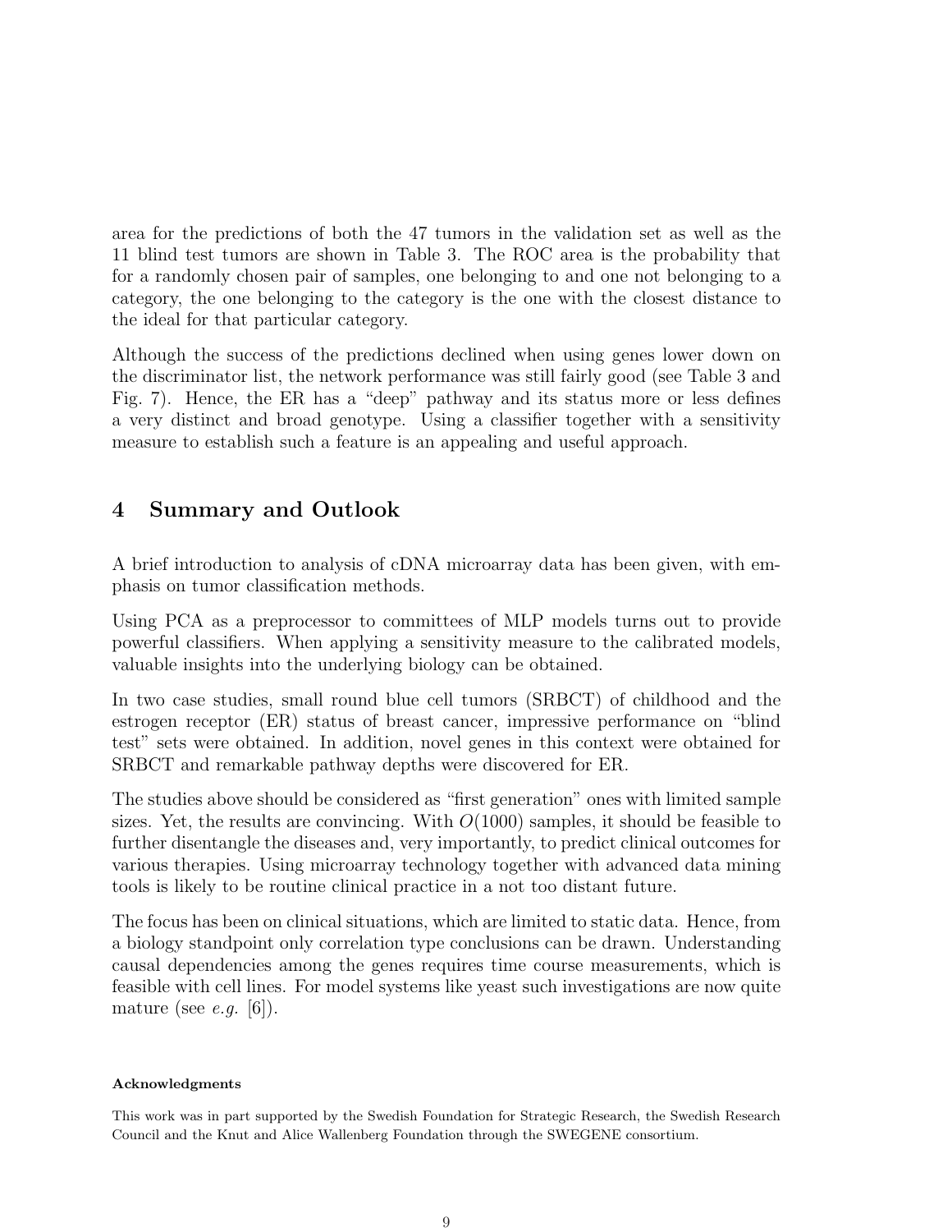area for the predictions of both the 47 tumors in the validation set as well as the 11 blind test tumors are shown in Table 3. The ROC area is the probability that for a randomly chosen pair of samples, one belonging to and one not belonging to a category, the one belonging to the category is the one with the closest distance to the ideal for that particular category.

Although the success of the predictions declined when using genes lower down on the discriminator list, the network performance was still fairly good (see Table 3 and Fig. 7). Hence, the ER has a "deep" pathway and its status more or less defines a very distinct and broad genotype. Using a classifier together with a sensitivity measure to establish such a feature is an appealing and useful approach.

# 4 Summary and Outlook

A brief introduction to analysis of cDNA microarray data has been given, with emphasis on tumor classification methods.

Using PCA as a preprocessor to committees of MLP models turns out to provide powerful classifiers. When applying a sensitivity measure to the calibrated models, valuable insights into the underlying biology can be obtained.

In two case studies, small round blue cell tumors (SRBCT) of childhood and the estrogen receptor (ER) status of breast cancer, impressive performance on "blind test" sets were obtained. In addition, novel genes in this context were obtained for SRBCT and remarkable pathway depths were discovered for ER.

The studies above should be considered as "first generation" ones with limited sample sizes. Yet, the results are convincing. With $O(1000)$ samples, it should be feasible to further disentangle the diseases and, very importantly, to predict clinical outcomes for various therapies. Using microarray technology together with advanced data mining tools is likely to be routine clinical practice in a not too distant future.

The focus has been on clinical situations, which are limited to static data. Hence, from a biology standpoint only correlation type conclusions can be drawn. Understanding causal dependencies among the genes requires time course measurements, which is feasible with cell lines. For model systems like yeast such investigations are now quite mature (see *e.g.* [6]).

#### Acknowledgments

This work was in part supported by the Swedish Foundation for Strategic Research, the Swedish Research Council and the Knut and Alice Wallenberg Foundation through the SWEGENE consortium.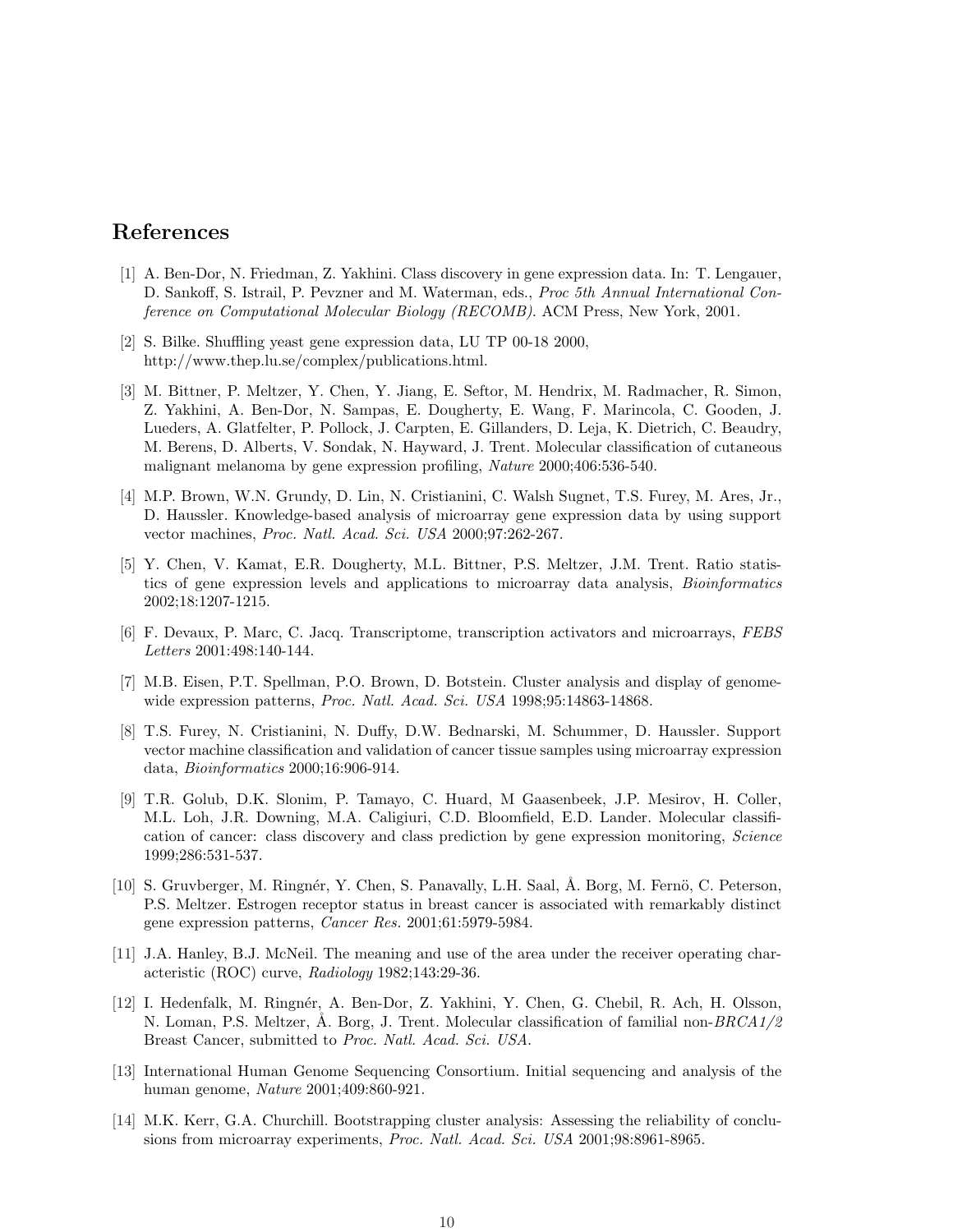# References

[1] A. Ben-Dor, N. Friedman, Z. Yakhini. Class discovery in gene expression data. In: T. Lengauer, D. Sankoff, S. Istrail, P. Pevzner and M. Waterman, eds., *Proc 5th Annual International Conference on Computational Molecular Biology (RECOMB)*. ACM Press, New York, 2001.

[2] S. Bilke. Shuffling yeast gene expression data, LU TP 00-18 2000, http://www.thep.lu.se/complex/publications.html.

[3] M. Bittner, P. Meltzer, Y. Chen, Y. Jiang, E. Seftor, M. Hendrix, M. Radmacher, R. Simon, Z. Yakhini, A. Ben-Dor, N. Sampas, E. Dougherty, E. Wang, F. Marincola, C. Gooden, J. Lueders, A. Glatfelter, P. Pollock, J. Carpten, E. Gillanders, D. Leja, K. Dietrich, C. Beaudry, M. Berens, D. Alberts, V. Sondak, N. Hayward, J. Trent. Molecular classification of cutaneous malignant melanoma by gene expression profiling, *Nature* 2000;406:536-540.

[4] M.P. Brown, W.N. Grundy, D. Lin, N. Cristianini, C. Walsh Sugnet, T.S. Furey, M. Ares, Jr., D. Haussler. Knowledge-based analysis of microarray gene expression data by using support vector machines, *Proc. Natl. Acad. Sci. USA* 2000;97:262-267.

[5] Y. Chen, V. Kamat, E.R. Dougherty, M.L. Bittner, P.S. Meltzer, J.M. Trent. Ratio statistics of gene expression levels and applications to microarray data analysis, *Bioinformatics* 2002;18:1207-1215.

[6] F. Devaux, P. Marc, C. Jacq. Transcriptome, transcription activators and microarrays, *FEBS Letters* 2001:498:140-144.

[7] M.B. Eisen, P.T. Spellman, P.O. Brown, D. Botstein. Cluster analysis and display of genome-wide expression patterns, *Proc. Natl. Acad. Sci. USA* 1998;95:14863-14868.

[8] T.S. Furey, N. Cristianini, N. Duffy, D.W. Bednarski, M. Schummer, D. Haussler. Support vector machine classification and validation of cancer tissue samples using microarray expression data, *Bioinformatics* 2000;16:906-914.

[9] T.R. Golub, D.K. Slonim, P. Tamayo, C. Huard, M Gaasenbeek, J.P. Mesirov, H. Coller, M.L. Loh, J.R. Downing, M.A. Caligiuri, C.D. Bloomfield, E.D. Lander. Molecular classification of cancer: class discovery and class prediction by gene expression monitoring, *Science* 1999;286:531-537.

[10] S. Gruvberger, M. Ringnér, Y. Chen, S. Panavally, L.H. Saal, Å. Borg, M. Fernö, C. Peterson, P.S. Meltzer. Estrogen receptor status in breast cancer is associated with remarkably distinct gene expression patterns, *Cancer Res.* 2001;61:5979-5984.

[11] J.A. Hanley, B.J. McNeil. The meaning and use of the area under the receiver operating characteristic (ROC) curve, *Radiology* 1982;143:29-36.

[12] I. Hedenfalk, M. Ringnér, A. Ben-Dor, Z. Yakhini, Y. Chen, G. Chebil, R. Ach, H. Olsson, N. Loman, P.S. Meltzer, Å. Borg, J. Trent. Molecular classification of familial non-*BRCA1/2* Breast Cancer, submitted to *Proc. Natl. Acad. Sci. USA*.

[13] International Human Genome Sequencing Consortium. Initial sequencing and analysis of the human genome, *Nature* 2001;409:860-921.

[14] M.K. Kerr, G.A. Churchill. Bootstrapping cluster analysis: Assessing the reliability of conclusions from microarray experiments, *Proc. Natl. Acad. Sci. USA* 2001;98:8961-8965.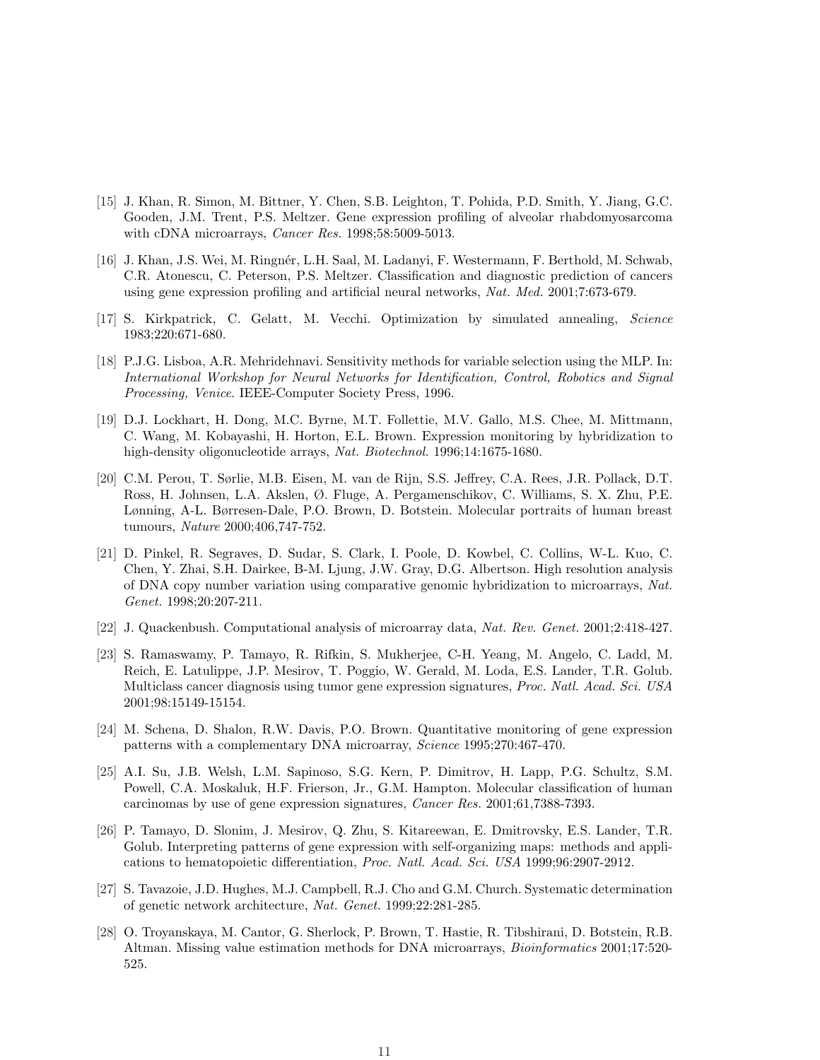[15] J. Khan, R. Simon, M. Bittner, Y. Chen, S.B. Leighton, T. Pohida, P.D. Smith, Y. Jiang, G.C. Gooden, J.M. Trent, P.S. Meltzer. Gene expression profiling of alveolar rhabdomyosarcoma with cDNA microarrays, *Cancer Res.* 1998;58:5009-5013.

[16] J. Khan, J.S. Wei, M. Ringnér, L.H. Saal, M. Ladanyi, F. Westermann, F. Berthold, M. Schwab, C.R. Atonescu, C. Peterson, P.S. Meltzer. Classification and diagnostic prediction of cancers using gene expression profiling and artificial neural networks, *Nat. Med.* 2001;7:673-679.

[17] S. Kirkpatrick, C. Gelatt, M. Vecchi. Optimization by simulated annealing, *Science* 1983;220:671-680.

[18] P.J.G. Lisboa, A.R. Mehridehnavi. Sensitivity methods for variable selection using the MLP. In: *International Workshop for Neural Networks for Identification, Control, Robotics and Signal Processing, Venice*. IEEE-Computer Society Press, 1996.

[19] D.J. Lockhart, H. Dong, M.C. Byrne, M.T. Follettie, M.V. Gallo, M.S. Chee, M. Mittmann, C. Wang, M. Kobayashi, H. Horton, E.L. Brown. Expression monitoring by hybridization to high-density oligonucleotide arrays, *Nat. Biotechnol.* 1996;14:1675-1680.

[20] C.M. Perou, T. Sørlie, M.B. Eisen, M. van de Rijn, S.S. Jeffrey, C.A. Rees, J.R. Pollack, D.T. Ross, H. Johnsen, L.A. Akslen, Ø. Fluge, A. Pergamenschikov, C. Williams, S. X. Zhu, P.E. Lønning, A-L. Børresen-Dale, P.O. Brown, D. Botstein. Molecular portraits of human breast tumours, *Nature* 2000;406,747-752.

[21] D. Pinkel, R. Segraves, D. Sudar, S. Clark, I. Poole, D. Kowbel, C. Collins, W-L. Kuo, C. Chen, Y. Zhai, S.H. Dairkee, B-M. Ljung, J.W. Gray, D.G. Albertson. High resolution analysis of DNA copy number variation using comparative genomic hybridization to microarrays, *Nat. Genet.* 1998;20:207-211.

[22] J. Quackenbush. Computational analysis of microarray data, *Nat. Rev. Genet.* 2001;2:418-427.

[23] S. Ramaswamy, P. Tamayo, R. Rifkin, S. Mukherjee, C-H. Yeang, M. Angelo, C. Ladd, M. Reich, E. Latulippe, J.P. Mesirov, T. Poggio, W. Gerald, M. Loda, E.S. Lander, T.R. Golub. Multiclass cancer diagnosis using tumor gene expression signatures, *Proc. Natl. Acad. Sci. USA* 2001;98:15149-15154.

[24] M. Schena, D. Shalon, R.W. Davis, P.O. Brown. Quantitative monitoring of gene expression patterns with a complementary DNA microarray, *Science* 1995;270:467-470.

[25] A.I. Su, J.B. Welsh, L.M. Sapinoso, S.G. Kern, P. Dimitrov, H. Lapp, P.G. Schultz, S.M. Powell, C.A. Moskaluk, H.F. Frierson, Jr., G.M. Hampton. Molecular classification of human carcinomas by use of gene expression signatures, *Cancer Res.* 2001;61,7388-7393.

[26] P. Tamayo, D. Slonim, J. Mesirov, Q. Zhu, S. Kitareewan, E. Dmitrovsky, E.S. Lander, T.R. Golub. Interpreting patterns of gene expression with self-organizing maps: methods and applications to hematopoietic differentiation, *Proc. Natl. Acad. Sci. USA* 1999;96:2907-2912.

[27] S. Tavazoie, J.D. Hughes, M.J. Campbell, R.J. Cho and G.M. Church. Systematic determination of genetic network architecture, *Nat. Genet.* 1999;22:281-285.

[28] O. Troyanskaya, M. Cantor, G. Sherlock, P. Brown, T. Hastie, R. Tibshirani, D. Botstein, R.B. Altman. Missing value estimation methods for DNA microarrays, *Bioinformatics* 2001;17:520-525.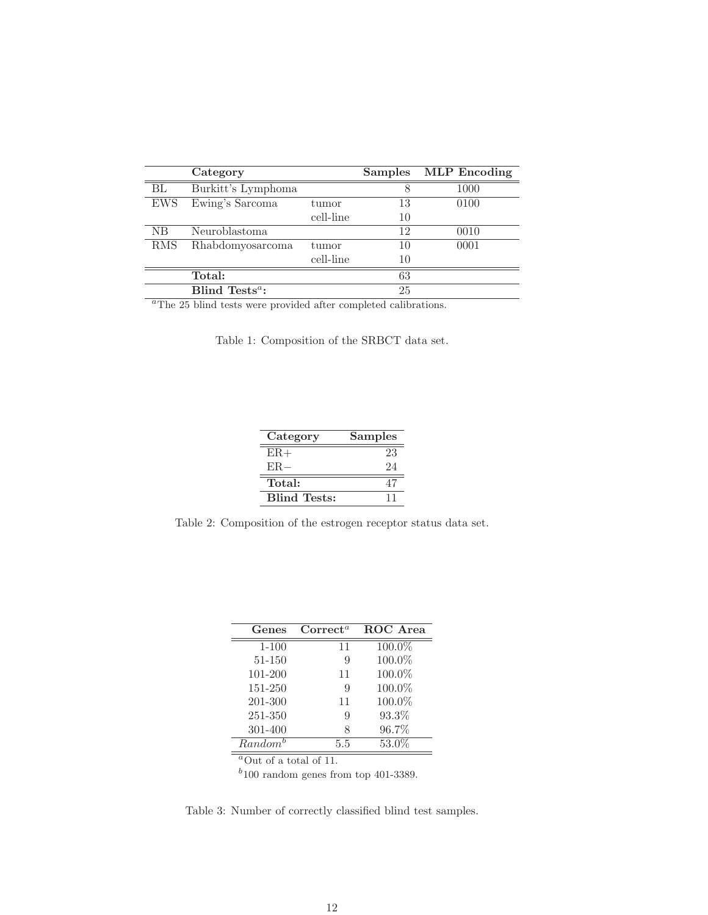| | Category | | Samples | MLP Encoding |
|---|---|---|---|---|
| BL | Burkitt's Lymphoma | | 8 | 1000 |
| EWS | Ewing's Sarcoma | tumor | 13 | 0100 |
| | | cell-line | 10 | |
| NB | Neuroblastoma | | 12 | 0010 |
| RMS | Rhabdomyosarcoma | tumor | 10 | 0001 |
| | | cell-line | 10 | |
| | **Total:** | | 63 | |
| | **Blind Tests**[a]**:** | | 25 | |

[a]The 25 blind tests were provided after completed calibrations.

Table 1: Composition of the SRBCT data set.

| Category | Samples |
|---|---|
| ER+ | 23 |
| ER− | 24 |
| **Total:** | 47 |
| **Blind Tests:** | 11 |

Table 2: Composition of the estrogen receptor status data set.

| Genes | Correct[a] | ROC Area |
|---|---|---|
| 1-100 | 11 | 100.0% |
| 51-150 | 9 | 100.0% |
| 101-200 | 11 | 100.0% |
| 151-250 | 9 | 100.0% |
| 201-300 | 11 | 100.0% |
| 251-350 | 9 | 93.3% |
| 301-400 | 8 | 96.7% |
| *Random*[b] | 5.5 | 53.0% |

[a]Out of a total of 11.

[b]100 random genes from top 401-3389.

Table 3: Number of correctly classified blind test samples.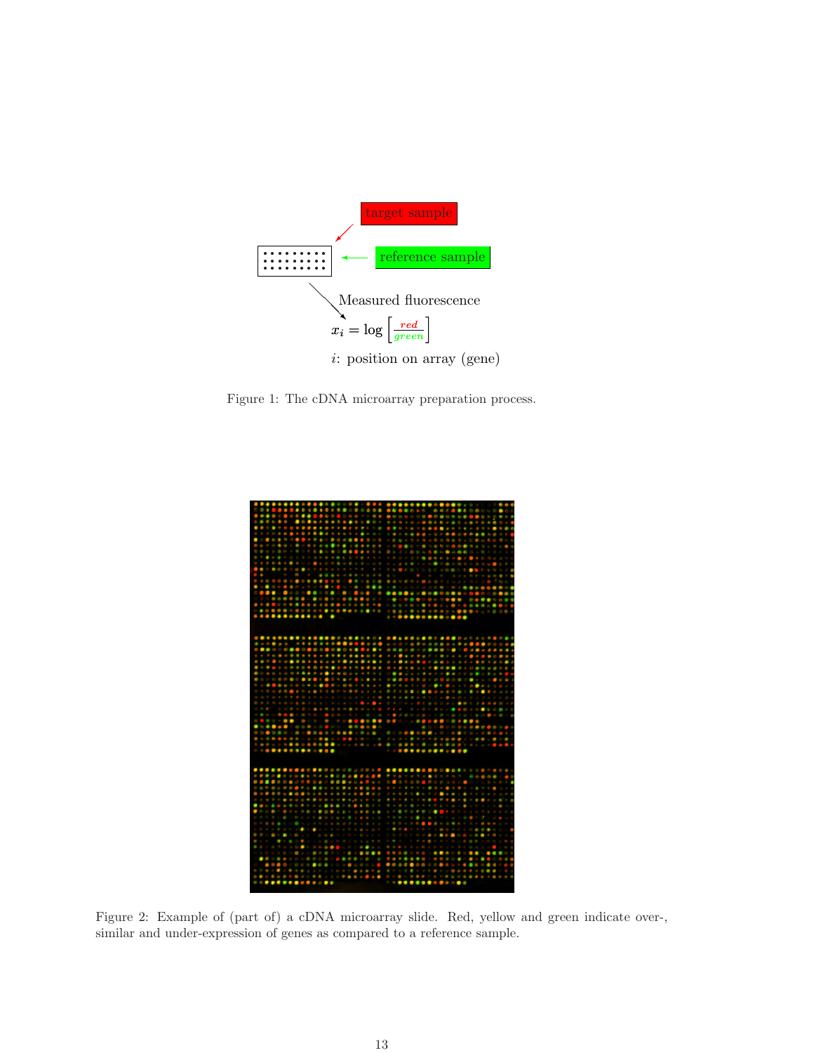target sample

reference sample

Measured fluorescence

$$x_i = \log\left[\frac{red}{green}\right]$$

$i$: position on array (gene)

Figure 1: The cDNA microarray preparation process.

Figure 2: Example of (part of) a cDNA microarray slide. Red, yellow and green indicate over-, similar and under-expression of genes as compared to a reference sample.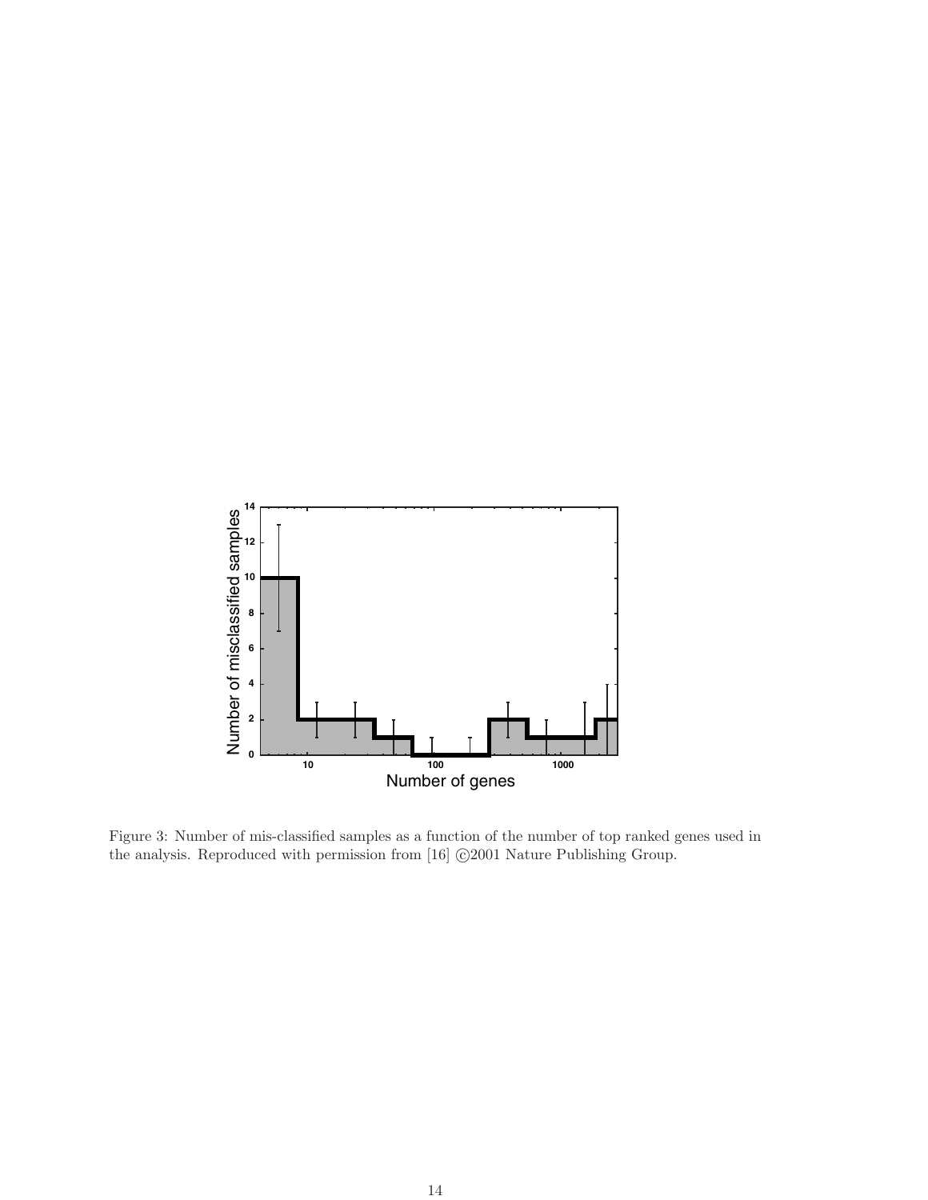Figure 3: Number of mis-classified samples as a function of the number of top ranked genes used in the analysis. Reproduced with permission from [16] ©2001 Nature Publishing Group.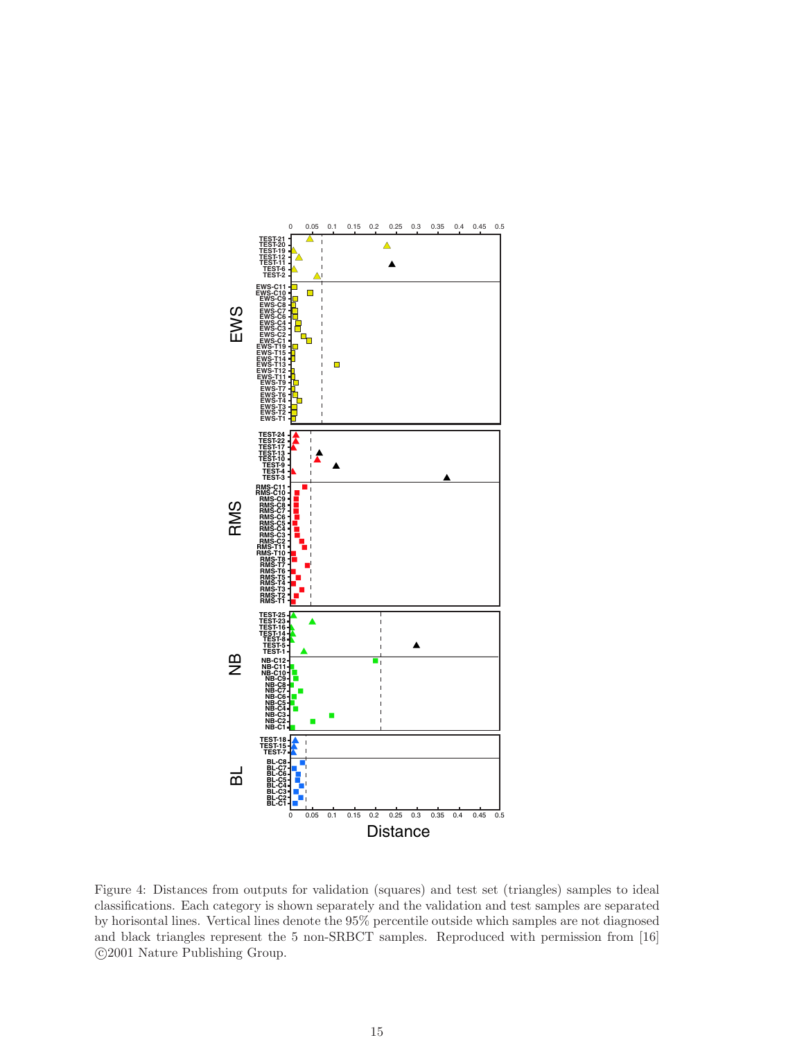Figure 4: Distances from outputs for validation (squares) and test set (triangles) samples to ideal classifications. Each category is shown separately and the validation and test samples are separated by horisontal lines. Vertical lines denote the 95% percentile outside which samples are not diagnosed and black triangles represent the 5 non-SRBCT samples. Reproduced with permission from [16] ©2001 Nature Publishing Group.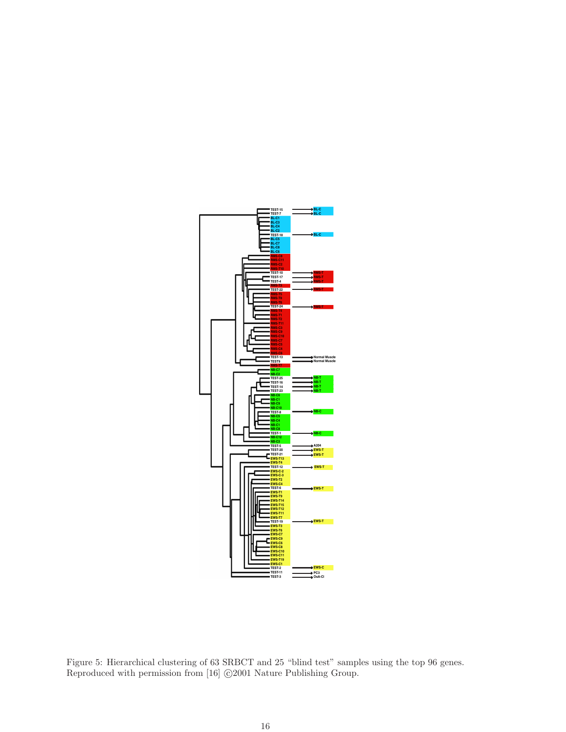Figure 5: Hierarchical clustering of 63 SRBCT and 25 “blind test” samples using the top 96 genes. Reproduced with permission from [16] ©2001 Nature Publishing Group.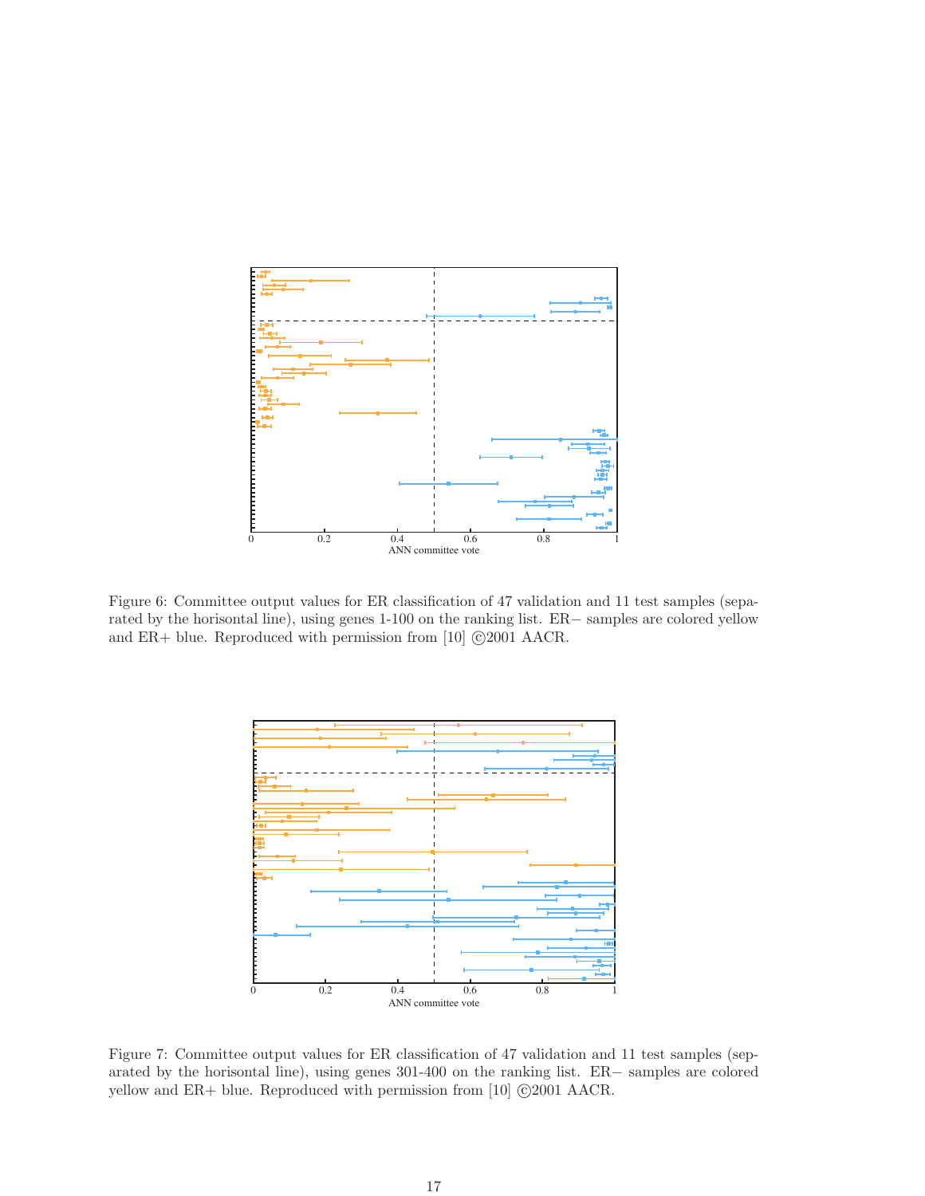0
0.2
0.4
0.6
0.8
1
ANN committee vote

Figure 6: Committee output values for ER classification of 47 validation and 11 test samples (separated by the horisontal line), using genes 1-100 on the ranking list. ER− samples are colored yellow and ER+ blue. Reproduced with permission from [10] ©2001 AACR.

0
0.2
0.4
0.6
0.8
1
ANN committee vote

Figure 7: Committee output values for ER classification of 47 validation and 11 test samples (separated by the horisontal line), using genes 301-400 on the ranking list. ER− samples are colored yellow and ER+ blue. Reproduced with permission from [10] ©2001 AACR.